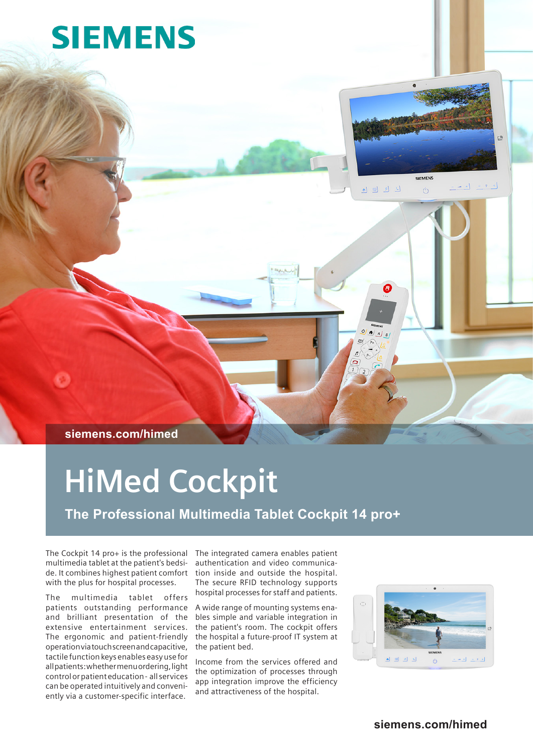SIEMENS

siemens.com/himed

# HiMed Cockpit

## The Professional Multimedia Tablet Cockpit 14 pro+

The Cockpit 14 pro+ is the professional multimedia tablet at the patient's bedside. It combines highest patient comfort with the plus for hospital processes.

The multimedia tablet offers patients outstanding performance and brilliant presentation of the extensive entertainment services. The ergonomic and patient-friendly operation via touchscreen and capacitive, tactile function keys enables easy use for all patients: whether menu ordering, light control or patient education - all services can be operated intuitively and conveniently via a customer-specific interface.

The integrated camera enables patient authentication and video communication inside and outside the hospital. The secure RFID technology supports hospital processes for staff and patients.

A wide range of mounting systems enables simple and variable integration in the patient's room. The cockpit offers the hospital a future-proof IT system at the patient bed.

Income from the services offered and the optimization of processes through app integration improve the efficiency and attractiveness of the hospital.

siemens.com/himed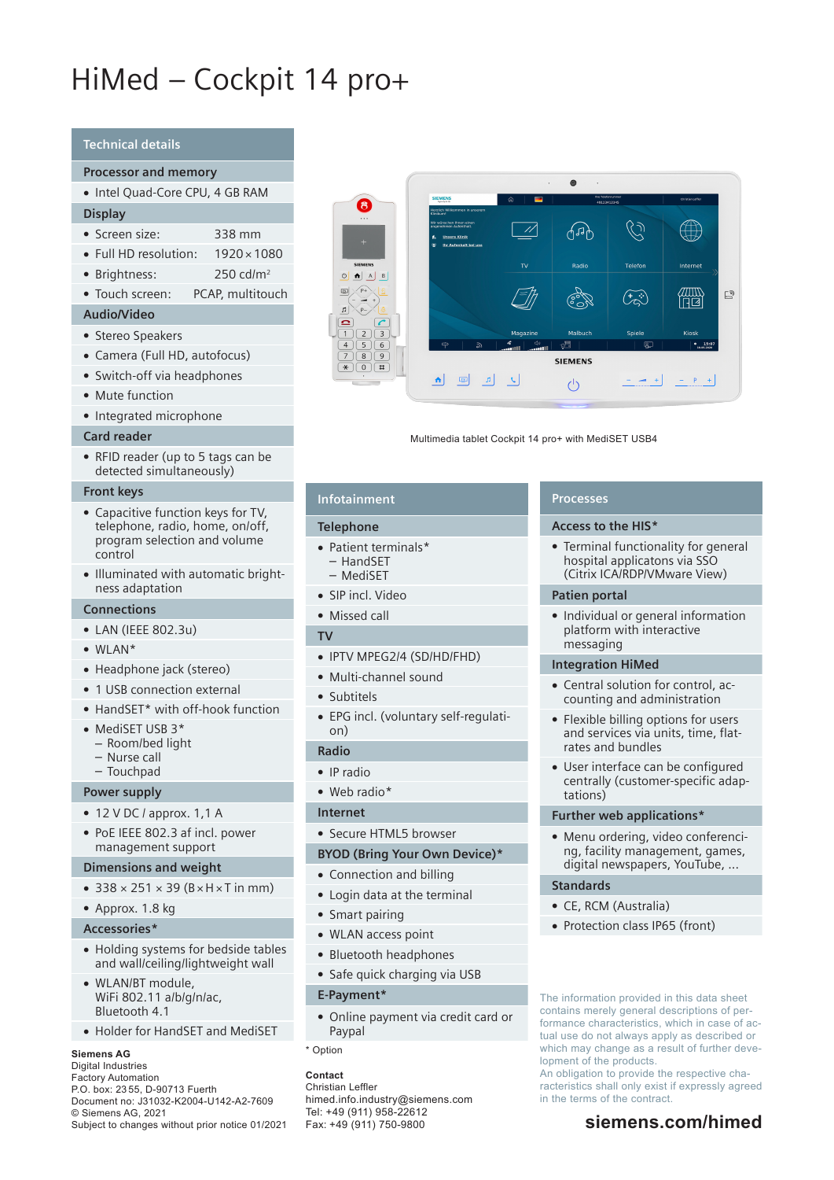# HiMed – Cockpit 14 pro+

## Technical details

### Processor and memory

- Intel Quad-Core CPU, 4 GB RAM

### Display

| | |
|---|---|
| • Screen size: | 338 mm |
| • Full HD resolution: | 1920 × 1080 |
| • Brightness: | 250 cd/m² |
| • Touch screen: | PCAP, multitouch |

### Audio/Video

- Stereo Speakers
- Camera (Full HD, autofocus)
- Switch-off via headphones
- Mute function
- Integrated microphone

### Card reader

- RFID reader (up to 5 tags can be detected simultaneously)

### Front keys

- Capacitive function keys for TV, telephone, radio, home, on/off, program selection and volume control
- Illuminated with automatic brightness adaptation

### Connections

- LAN (IEEE 802.3u)
- WLAN*
- Headphone jack (stereo)
- 1 USB connection external
- HandSET* with off-hook function
- MediSET USB 3*
  - Room/bed light
  - Nurse call
  - Touchpad

### Power supply

- 12 V DC / approx. 1,1 A
- PoE IEEE 802.3 af incl. power management support

### Dimensions and weight

- 338 × 251 × 39 (B × H × T in mm)
- Approx. 1.8 kg

### Accessories*

- Holding systems for bedside tables and wall/ceiling/lightweight wall
- WLAN/BT module, WiFi 802.11 a/b/g/n/ac, Bluetooth 4.1
- Holder for HandSET and MediSET

Multimedia tablet Cockpit 14 pro+ with MediSET USB4

## Infotainment

### Telephone

- Patient terminals*
  - HandSET
  - MediSET
- SIP incl. Video
- Missed call

### TV

- IPTV MPEG2/4 (SD/HD/FHD)
- Multi-channel sound
- Subtitles
- EPG incl. (voluntary self-regulation)

### Radio

- IP radio
- Web radio*

### Internet

- Secure HTML5 browser

### BYOD (Bring Your Own Device)*

- Connection and billing
- Login data at the terminal
- Smart pairing
- WLAN access point
- Bluetooth headphones
- Safe quick charging via USB

### E-Payment*

- Online payment via credit card or Paypal

\* Option

## Processes

### Access to the HIS*

- Terminal functionality for general hospital applicatons via SSO (Citrix ICA/RDP/VMware View)

### Patien portal

- Individual or general information platform with interactive messaging

### Integration HiMed

- Central solution for control, accounting and administration
- Flexible billing options for users and services via units, time, flat-rates and bundles
- User interface can be configured centrally (customer-specific adaptations)

### Further web applications*

- Menu ordering, video conferencing, facility management, games, digital newspapers, YouTube, ...

### Standards

- CE, RCM (Australia)
- Protection class IP65 (front)

The information provided in this data sheet contains merely general descriptions of performance characteristics, which in case of actual use do not always apply as described or which may change as a result of further development of the products.
An obligation to provide the respective characteristics shall only exist if expressly agreed in the terms of the contract.

**Siemens AG**
Digital Industries
Factory Automation
P.O. box: 23 55, D-90713 Fuerth
Document no: J31032-K2004-U142-A2-7609
© Siemens AG, 2021
Subject to changes without prior notice 01/2021

**Contact**
Christian Leffler
himed.info.industry@siemens.com
Tel: +49 (911) 958-22612
Fax: +49 (911) 750-9800

**siemens.com/himed**